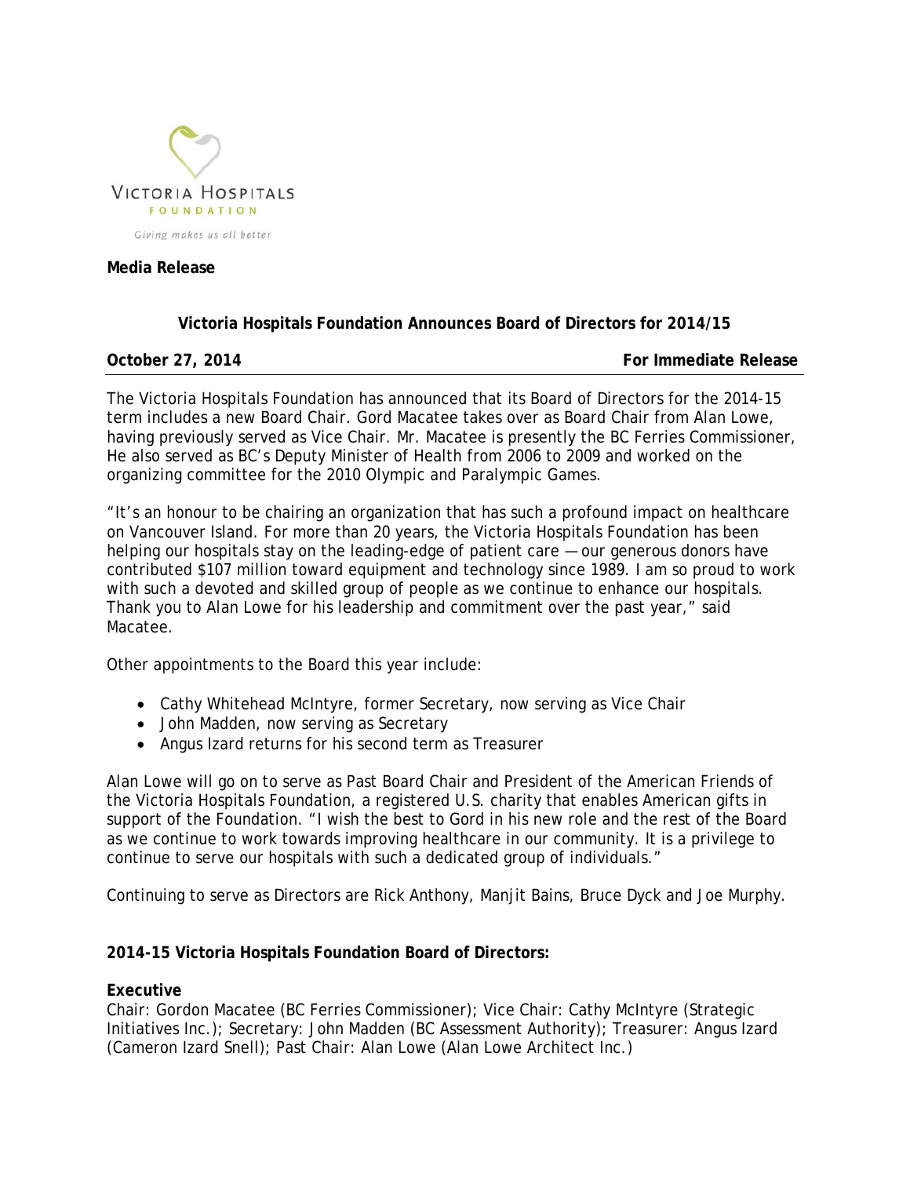VICTORIA HOSPITALS FOUNDATION

*Giving makes us all better*

**Media Release**

**Victoria Hospitals Foundation Announces Board of Directors for 2014/15**

**October 27, 2014** **For Immediate Release**

The Victoria Hospitals Foundation has announced that its Board of Directors for the 2014-15 term includes a new Board Chair. Gord Macatee takes over as Board Chair from Alan Lowe, having previously served as Vice Chair. Mr. Macatee is presently the BC Ferries Commissioner, He also served as BC's Deputy Minister of Health from 2006 to 2009 and worked on the organizing committee for the 2010 Olympic and Paralympic Games.

"It's an honour to be chairing an organization that has such a profound impact on healthcare on Vancouver Island. For more than 20 years, the Victoria Hospitals Foundation has been helping our hospitals stay on the leading-edge of patient care — our generous donors have contributed $107 million toward equipment and technology since 1989. I am so proud to work with such a devoted and skilled group of people as we continue to enhance our hospitals. Thank you to Alan Lowe for his leadership and commitment over the past year," said Macatee.

Other appointments to the Board this year include:

- Cathy Whitehead McIntyre, former Secretary, now serving as Vice Chair
- John Madden, now serving as Secretary
- Angus Izard returns for his second term as Treasurer

Alan Lowe will go on to serve as Past Board Chair and President of the American Friends of the Victoria Hospitals Foundation, a registered U.S. charity that enables American gifts in support of the Foundation. "I wish the best to Gord in his new role and the rest of the Board as we continue to work towards improving healthcare in our community. It is a privilege to continue to serve our hospitals with such a dedicated group of individuals."

Continuing to serve as Directors are Rick Anthony, Manjit Bains, Bruce Dyck and Joe Murphy.

**2014-15 Victoria Hospitals Foundation Board of Directors:**

**Executive**
Chair: Gordon Macatee (BC Ferries Commissioner); Vice Chair: Cathy McIntyre (Strategic Initiatives Inc.); Secretary: John Madden (BC Assessment Authority); Treasurer: Angus Izard (Cameron Izard Snell); Past Chair: Alan Lowe (Alan Lowe Architect Inc.)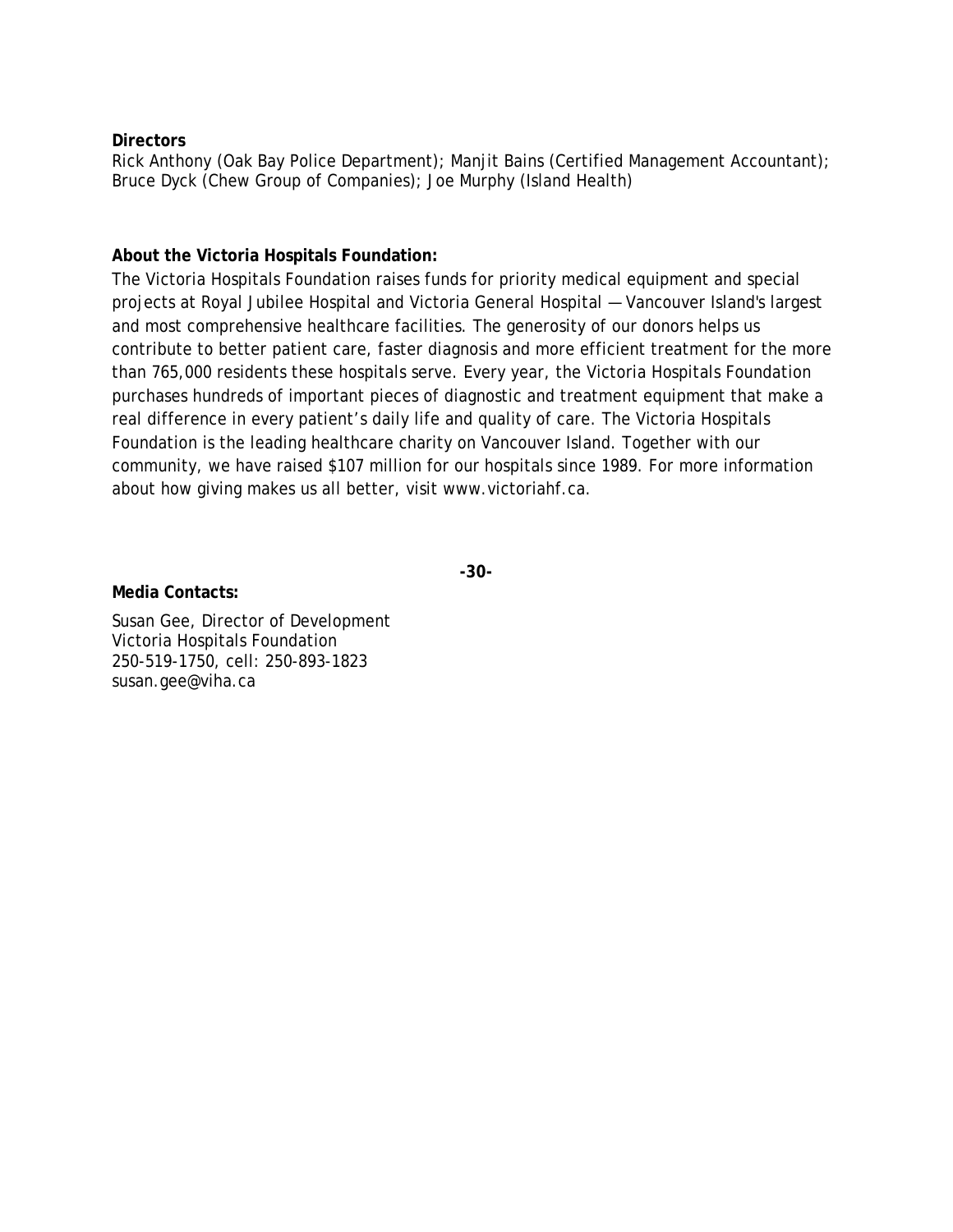**Directors**
Rick Anthony (Oak Bay Police Department); Manjit Bains (Certified Management Accountant); Bruce Dyck (Chew Group of Companies); Joe Murphy (Island Health)

**About the Victoria Hospitals Foundation:**
The Victoria Hospitals Foundation raises funds for priority medical equipment and special projects at Royal Jubilee Hospital and Victoria General Hospital — Vancouver Island's largest and most comprehensive healthcare facilities. The generosity of our donors helps us contribute to better patient care, faster diagnosis and more efficient treatment for the more than 765,000 residents these hospitals serve. Every year, the Victoria Hospitals Foundation purchases hundreds of important pieces of diagnostic and treatment equipment that make a real difference in every patient's daily life and quality of care. The Victoria Hospitals Foundation is the leading healthcare charity on Vancouver Island. Together with our community, we have raised $107 million for our hospitals since 1989. For more information about how giving makes us all better, visit www.victoriahf.ca.

**-30-**

**Media Contacts:**

Susan Gee, Director of Development
Victoria Hospitals Foundation
250-519-1750, cell: 250-893-1823
susan.gee@viha.ca